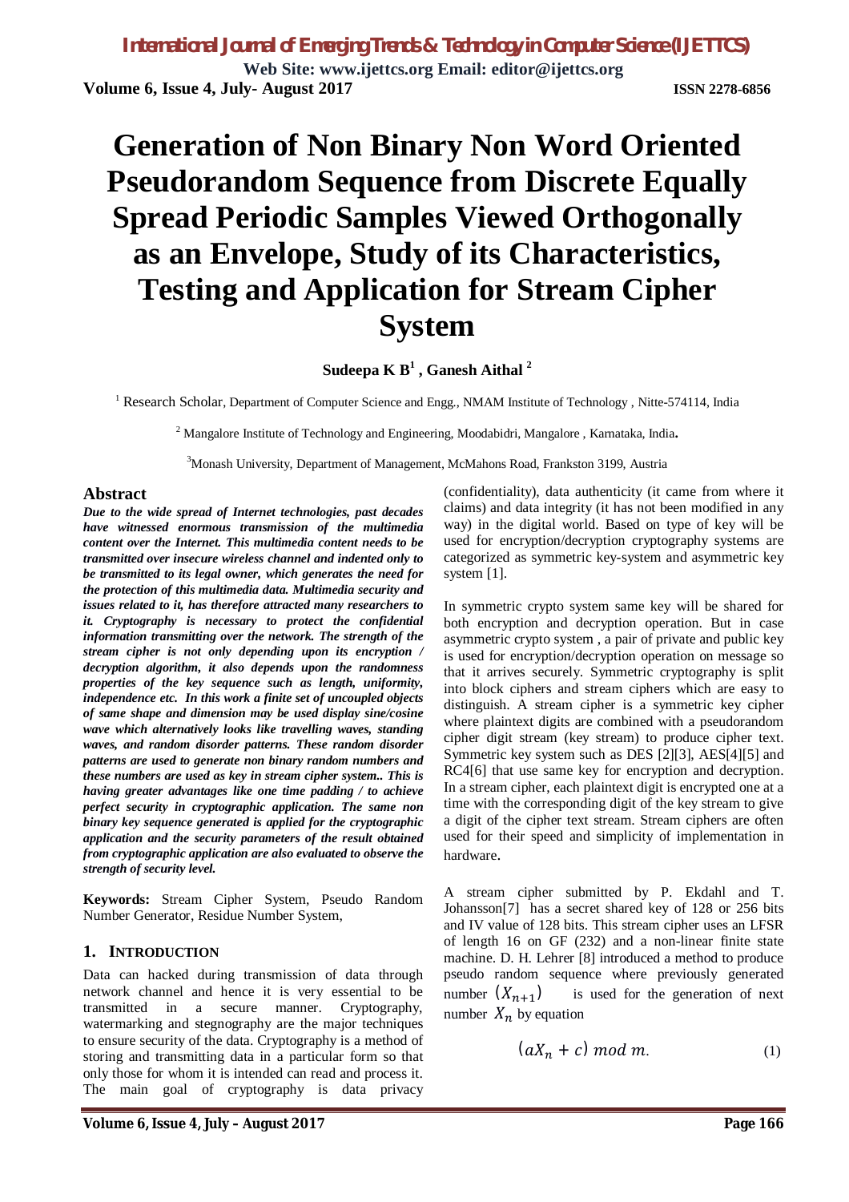# Generation of Non Binary Non Word Oriented Pseudorandom Sequence from Discrete Equally Spread Periodic Samples Viewed Orthogonally as an Envelope, Study of its Characteristics, Testing and Application for Stream Cipher System

**Sudeepa K B[1] , Ganesh Aithal [2]**

[1] Research Scholar, Department of Computer Science and Engg., NMAM Institute of Technology , Nitte-574114, India

[2] Mangalore Institute of Technology and Engineering, Moodabidri, Mangalore , Karnataka, India.

[3]Monash University, Department of Management, McMahons Road, Frankston 3199, Austria

## Abstract

***Due to the wide spread of Internet technologies, past decades have witnessed enormous transmission of the multimedia content over the Internet. This multimedia content needs to be transmitted over insecure wireless channel and indented only to be transmitted to its legal owner, which generates the need for the protection of this multimedia data. Multimedia security and issues related to it, has therefore attracted many researchers to it. Cryptography is necessary to protect the confidential information transmitting over the network. The strength of the stream cipher is not only depending upon its encryption / decryption algorithm, it also depends upon the randomness properties of the key sequence such as length, uniformity, independence etc. In this work a finite set of uncoupled objects of same shape and dimension may be used display sine/cosine wave which alternatively looks like travelling waves, standing waves, and random disorder patterns. These random disorder patterns are used to generate non binary random numbers and these numbers are used as key in stream cipher system.. This is having greater advantages like one time padding / to achieve perfect security in cryptographic application. The same non binary key sequence generated is applied for the cryptographic application and the security parameters of the result obtained from cryptographic application are also evaluated to observe the strength of security level.***

**Keywords:** Stream Cipher System, Pseudo Random Number Generator, Residue Number System,

## 1. INTRODUCTION

Data can hacked during transmission of data through network channel and hence it is very essential to be transmitted in a secure manner. Cryptography, watermarking and stegnography are the major techniques to ensure security of the data. Cryptography is a method of storing and transmitting data in a particular form so that only those for whom it is intended can read and process it. The main goal of cryptography is data privacy (confidentiality), data authenticity (it came from where it claims) and data integrity (it has not been modified in any way) in the digital world. Based on type of key will be used for encryption/decryption cryptography systems are categorized as symmetric key-system and asymmetric key system [1].

In symmetric crypto system same key will be shared for both encryption and decryption operation. But in case asymmetric crypto system , a pair of private and public key is used for encryption/decryption operation on message so that it arrives securely. Symmetric cryptography is split into block ciphers and stream ciphers which are easy to distinguish. A stream cipher is a symmetric key cipher where plaintext digits are combined with a pseudorandom cipher digit stream (key stream) to produce cipher text. Symmetric key system such as DES [2][3], AES[4][5] and RC4[6] that use same key for encryption and decryption. In a stream cipher, each plaintext digit is encrypted one at a time with the corresponding digit of the key stream to give a digit of the cipher text stream. Stream ciphers are often used for their speed and simplicity of implementation in hardware.

A stream cipher submitted by P. Ekdahl and T. Johansson[7] has a secret shared key of 128 or 256 bits and IV value of 128 bits. This stream cipher uses an LFSR of length 16 on GF (232) and a non-linear finite state machine. D. H. Lehrer [8] introduced a method to produce pseudo random sequence where previously generated number $(X_{n+1})$ is used for the generation of next number $X_n$ by equation

$$(aX_n + c) \ mod \ m. \tag{1}$$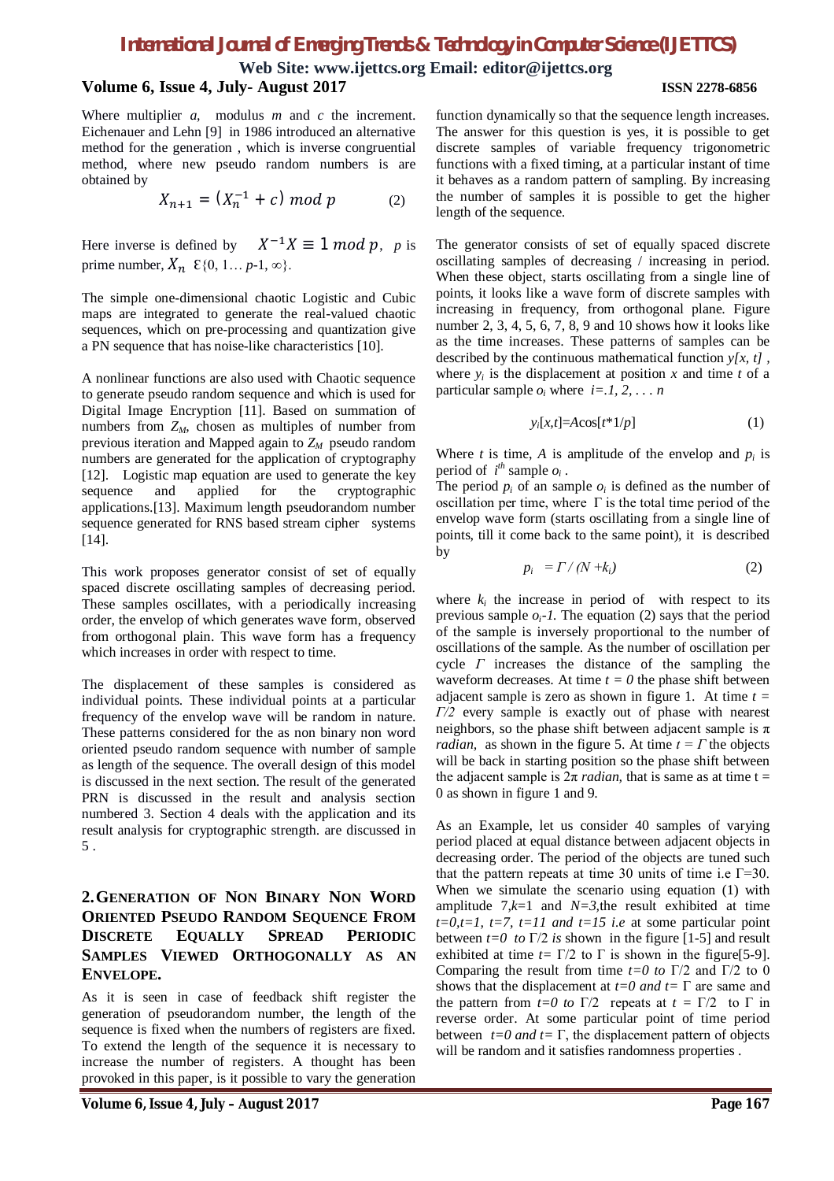Where multiplier $a$, modulus $m$ and $c$ the increment. Eichenauer and Lehn [9] in 1986 introduced an alternative method for the generation , which is inverse congruential method, where new pseudo random numbers is are obtained by

$$X_{n+1} = (X_n^{-1} + c) \bmod p \qquad (2)$$

Here inverse is defined by $X^{-1}X \equiv 1 \bmod p$, $p$ is prime number, $X_n \in \{0, 1\ldots p\text{-}1, \infty\}$.

The simple one-dimensional chaotic Logistic and Cubic maps are integrated to generate the real-valued chaotic sequences, which on pre-processing and quantization give a PN sequence that has noise-like characteristics [10].

A nonlinear functions are also used with Chaotic sequence to generate pseudo random sequence and which is used for Digital Image Encryption [11]. Based on summation of numbers from $Z_M$, chosen as multiples of number from previous iteration and Mapped again to $Z_M$ pseudo random numbers are generated for the application of cryptography [12]. Logistic map equation are used to generate the key sequence and applied for the cryptographic applications.[13]. Maximum length pseudorandom number sequence generated for RNS based stream cipher systems [14].

This work proposes generator consist of set of equally spaced discrete oscillating samples of decreasing period. These samples oscillates, with a periodically increasing order, the envelop of which generates wave form, observed from orthogonal plain. This wave form has a frequency which increases in order with respect to time.

The displacement of these samples is considered as individual points. These individual points at a particular frequency of the envelop wave will be random in nature. These patterns considered for the as non binary non word oriented pseudo random sequence with number of sample as length of the sequence. The overall design of this model is discussed in the next section. The result of the generated PRN is discussed in the result and analysis section numbered 3. Section 4 deals with the application and its result analysis for cryptographic strength. are discussed in 5 .

## 2. Generation of Non Binary Non Word Oriented Pseudo Random Sequence From Discrete Equally Spread Periodic Samples Viewed Orthogonally as an Envelope.

As it is seen in case of feedback shift register the generation of pseudorandom number, the length of the sequence is fixed when the numbers of registers are fixed. To extend the length of the sequence it is necessary to increase the number of registers. A thought has been provoked in this paper, is it possible to vary the generation function dynamically so that the sequence length increases. The answer for this question is yes, it is possible to get discrete samples of variable frequency trigonometric functions with a fixed timing, at a particular instant of time it behaves as a random pattern of sampling. By increasing the number of samples it is possible to get the higher length of the sequence.

The generator consists of set of equally spaced discrete oscillating samples of decreasing / increasing in period. When these object, starts oscillating from a single line of points, it looks like a wave form of discrete samples with increasing in frequency, from orthogonal plane. Figure number 2, 3, 4, 5, 6, 7, 8, 9 and 10 shows how it looks like as the time increases. These patterns of samples can be described by the continuous mathematical function $y[x, t]$ , where $y_i$ is the displacement at position $x$ and time $t$ of a particular sample $o_i$ where $i=.1, 2, \ldots n$

$$y_i[x,t]=A\cos[t*1/p] \qquad (1)$$

Where $t$ is time, $A$ is amplitude of the envelop and $p_i$ is period of $i^{th}$ sample $o_i$ .

The period $p_i$ of an sample $o_i$ is defined as the number of oscillation per time, where $\Gamma$ is the total time period of the envelop wave form (starts oscillating from a single line of points, till it come back to the same point), it is described by

$$p_i = \Gamma / (N + k_i) \qquad (2)$$

where $k_i$ the increase in period of with respect to its previous sample $o_i$-$1$. The equation (2) says that the period of the sample is inversely proportional to the number of oscillations of the sample. As the number of oscillation per cycle $\Gamma$ increases the distance of the sampling the waveform decreases. At time $t = 0$ the phase shift between adjacent sample is zero as shown in figure 1. At time $t = \Gamma/2$ every sample is exactly out of phase with nearest neighbors, so the phase shift between adjacent sample is $\pi$ *radian*, as shown in the figure 5. At time $t = \Gamma$ the objects will be back in starting position so the phase shift between the adjacent sample is $2\pi$ *radian,* that is same as at time t = 0 as shown in figure 1 and 9.

As an Example, let us consider 40 samples of varying period placed at equal distance between adjacent objects in decreasing order. The period of the objects are tuned such that the pattern repeats at time 30 units of time i.e $\Gamma$=30. When we simulate the scenario using equation (1) with amplitude 7,$k$=1 and $N$=3,the result exhibited at time $t=0, t=1, t=7, t=11$ *and* $t=15$ *i.e* at some particular point between $t=0$ *to* $\Gamma/2$ *is* shown in the figure [1-5] and result exhibited at time $t=\Gamma/2$ to $\Gamma$ is shown in the figure[5-9]. Comparing the result from time $t=0$ *to* $\Gamma/2$ and $\Gamma/2$ to 0 shows that the displacement at $t=0$ *and* $t=\Gamma$ are same and the pattern from $t=0$ *to* $\Gamma/2$ repeats at $t = \Gamma/2$ to $\Gamma$ in reverse order. At some particular point of time period between $t=0$ *and* $t=\Gamma$, the displacement pattern of objects will be random and it satisfies randomness properties .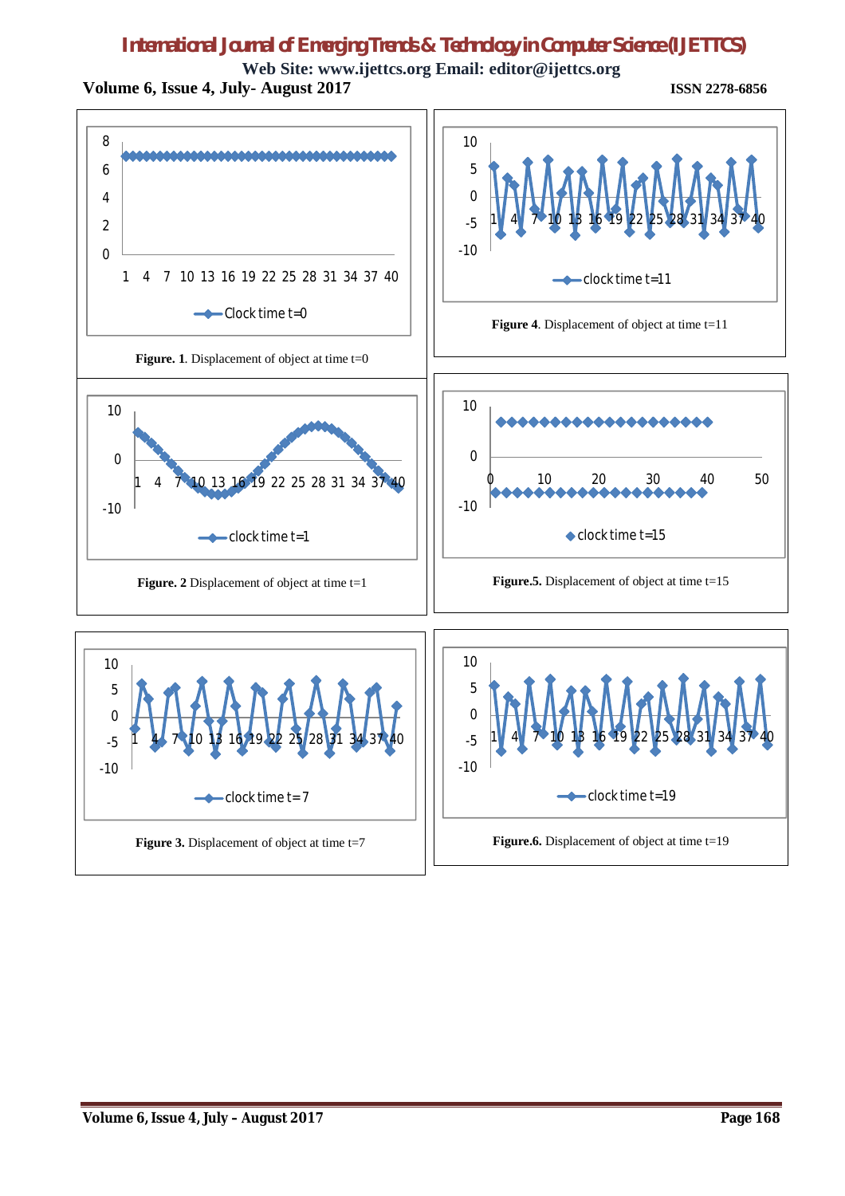Figure. 1. Displacement of object at time t=0

Figure. 2 Displacement of object at time t=1

Figure 3. Displacement of object at time t=7

Figure 4. Displacement of object at time t=11

Figure.5. Displacement of object at time t=15

Figure.6. Displacement of object at time t=19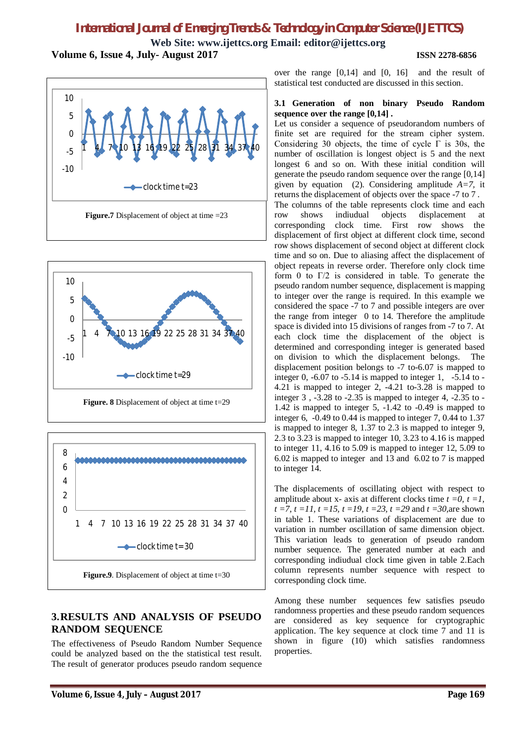**Figure.7** Displacement of object at time =23

**Figure. 8** Displacement of object at time t=29

**Figure.9**. Displacement of object at time t=30

## 3. RESULTS AND ANALYSIS OF PSEUDO RANDOM SEQUENCE

The effectiveness of Pseudo Random Number Sequence could be analyzed based on the the statistical test result. The result of generator produces pseudo random sequence over the range [0,14] and [0, 16] and the result of statistical test conducted are discussed in this section.

### 3.1 Generation of non binary Pseudo Random sequence over the range [0,14] .

Let us consider a sequence of pseudorandom numbers of finite set are required for the stream cipher system. Considering 30 objects, the time of cycle Γ is 30s, the number of oscillation is longest object is 5 and the next longest 6 and so on. With these initial condition will generate the pseudo random sequence over the range [0,14] given by equation (2). Considering amplitude $A=7$, it returns the displacement of objects over the space -7 to 7 . The columns of the table represents clock time and each row shows indiudual objects displacement at corresponding clock time. First row shows the displacement of first object at different clock time, second row shows displacement of second object at different clock time and so on. Due to aliasing affect the displacement of object repeats in reverse order. Therefore only clock time form 0 to Γ/2 is considered in table. To generate the pseudo random number sequence, displacement is mapping to integer over the range is required. In this example we considered the space -7 to 7 and possible integers are over the range from integer 0 to 14. Therefore the amplitude space is divided into 15 divisions of ranges from -7 to 7. At each clock time the displacement of the object is determined and corresponding integer is generated based on division to which the displacement belongs. The displacement position belongs to -7 to-6.07 is mapped to integer 0, -6.07 to -5.14 to is mapped to integer 1, -5.14 to -4.21 is mapped to integer 2, -4.21 to-3.28 is mapped to integer 3 , -3.28 to -2.35 is mapped to integer 4, -2.35 to -1.42 is mapped to integer 5, -1.42 to -0.49 is mapped to integer 6, -0.49 to 0.44 is mapped to integer 7, 0.44 to 1.37 is mapped to integer 8, 1.37 to 2.3 is mapped to integer 9, 2.3 to 3.23 is mapped to integer 10, 3.23 to 4.16 is mapped to integer 11, 4.16 to 5.09 is mapped to integer 12, 5.09 to 6.02 is mapped to integer and 13 and 6.02 to 7 is mapped to integer 14.

The displacements of oscillating object with respect to amplitude about x- axis at different clocks time $t=0$, $t=1$, $t=7$, $t=11$, $t=15$, $t=19$, $t=23$, $t=29$ and $t=30$,are shown in table 1. These variations of displacement are due to variation in number oscillation of same dimension object. This variation leads to generation of pseudo random number sequence. The generated number at each and corresponding indiudual clock time given in table 2.Each column represents number sequence with respect to corresponding clock time.

Among these number sequences few satisfies pseudo randomness properties and these pseudo random sequences are considered as key sequence for cryptographic application. The key sequence at clock time 7 and 11 is shown in figure (10) which satisfies randomness properties.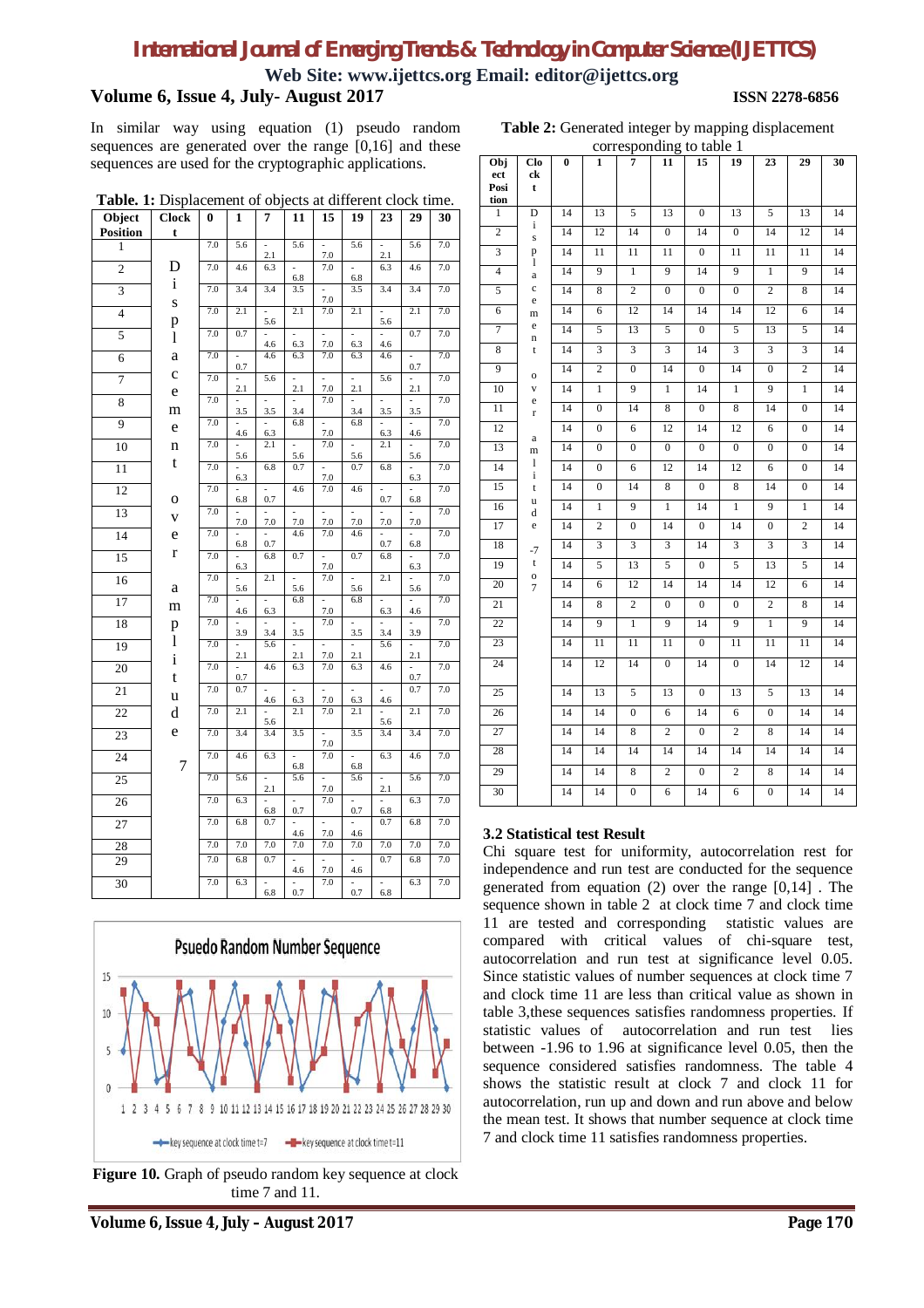In similar way using equation (1) pseudo random sequences are generated over the range [0,16] and these sequences are used for the cryptographic applications.

**Table. 1:** Displacement of objects at different clock time.

| Object Position | Clock t | 0 | 1 | 7 | 11 | 15 | 19 | 23 | 29 | 30 |
|---|---|---|---|---|---|---|---|---|---|---|
| 1 | Displacement over amplitude 7 | 7.0 | 5.6 | -2.1 | 5.6 | -7.0 | 5.6 | -2.1 | 5.6 | 7.0 |
| 2 | | 7.0 | 4.6 | 6.3 | -6.8 | 7.0 | -6.8 | 6.3 | 4.6 | 7.0 |
| 3 | | 7.0 | 3.4 | 3.4 | 3.5 | -7.0 | 3.5 | 3.4 | 3.4 | 7.0 |
| 4 | | 7.0 | 2.1 | -5.6 | 2.1 | 7.0 | 2.1 | -5.6 | 2.1 | 7.0 |
| 5 | | 7.0 | 0.7 | -4.6 | -6.3 | -7.0 | -6.3 | -4.6 | 0.7 | 7.0 |
| 6 | | 7.0 | -0.7 | 4.6 | 6.3 | 7.0 | 6.3 | 4.6 | -0.7 | 7.0 |
| 7 | | 7.0 | -2.1 | 5.6 | -2.1 | -7.0 | -2.1 | 5.6 | -2.1 | 7.0 |
| 8 | | 7.0 | -3.5 | -3.5 | -3.4 | 7.0 | -3.4 | -3.5 | -3.5 | 7.0 |
| 9 | | 7.0 | -4.6 | -6.3 | 6.8 | -7.0 | 6.8 | -6.3 | -4.6 | 7.0 |
| 10 | | 7.0 | -5.6 | 2.1 | -5.6 | 7.0 | -5.6 | 2.1 | -5.6 | 7.0 |
| 11 | | 7.0 | -6.3 | 6.8 | 0.7 | -7.0 | 0.7 | 6.8 | -6.3 | 7.0 |
| 12 | | 7.0 | -6.8 | -0.7 | 4.6 | 7.0 | 4.6 | -0.7 | -6.8 | 7.0 |
| 13 | | 7.0 | -7.0 | -7.0 | -7.0 | -7.0 | -7.0 | -7.0 | -7.0 | 7.0 |
| 14 | | 7.0 | -6.8 | -0.7 | 4.6 | 7.0 | 4.6 | -0.7 | -6.8 | 7.0 |
| 15 | | 7.0 | -6.3 | 6.8 | 0.7 | -7.0 | 0.7 | 6.8 | -6.3 | 7.0 |
| 16 | | 7.0 | -5.6 | 2.1 | -5.6 | 7.0 | -5.6 | 2.1 | -5.6 | 7.0 |
| 17 | | 7.0 | -4.6 | -6.3 | 6.8 | -7.0 | 6.8 | -6.3 | -4.6 | 7.0 |
| 18 | | 7.0 | -3.9 | -3.4 | -3.5 | 7.0 | -3.5 | -3.4 | -3.9 | 7.0 |
| 19 | | 7.0 | -2.1 | 5.6 | -2.1 | -7.0 | -2.1 | 5.6 | -2.1 | 7.0 |
| 20 | | 7.0 | -0.7 | 4.6 | 6.3 | 7.0 | 6.3 | 4.6 | -0.7 | 7.0 |
| 21 | | 7.0 | 0.7 | -4.6 | -6.3 | -7.0 | -6.3 | -4.6 | 0.7 | 7.0 |
| 22 | | 7.0 | 2.1 | -5.6 | 2.1 | 7.0 | 2.1 | -5.6 | 2.1 | 7.0 |
| 23 | | 7.0 | 3.4 | 3.4 | 3.5 | -7.0 | 3.5 | 3.4 | 3.4 | 7.0 |
| 24 | | 7.0 | 4.6 | 6.3 | -6.8 | 7.0 | -6.8 | 6.3 | 4.6 | 7.0 |
| 25 | | 7.0 | 5.6 | -2.1 | 5.6 | -7.0 | 5.6 | -2.1 | 5.6 | 7.0 |
| 26 | | 7.0 | 6.3 | -6.8 | -0.7 | 7.0 | -0.7 | -6.8 | 6.3 | 7.0 |
| 27 | | 7.0 | 6.8 | 0.7 | -4.6 | -7.0 | -4.6 | 0.7 | 6.8 | 7.0 |
| 28 | | 7.0 | 7.0 | 7.0 | 7.0 | 7.0 | 7.0 | 7.0 | 7.0 | 7.0 |
| 29 | | 7.0 | 6.8 | 0.7 | -4.6 | -7.0 | -4.6 | 0.7 | 6.8 | 7.0 |
| 30 | | 7.0 | 6.3 | -6.8 | -0.7 | 7.0 | -0.7 | -6.8 | 6.3 | 7.0 |

**Figure 10.** Graph of pseudo random key sequence at clock time 7 and 11.

**Table 2:** Generated integer by mapping displacement corresponding to table 1

| Object Position | Clock t | 0 | 1 | 7 | 11 | 15 | 19 | 23 | 29 | 30 |
|---|---|---|---|---|---|---|---|---|---|---|
| 1 | Displacement over amplitude -7 to 7 | 14 | 13 | 5 | 13 | 0 | 13 | 5 | 13 | 14 |
| 2 | | 14 | 12 | 14 | 0 | 14 | 0 | 14 | 12 | 14 |
| 3 | | 14 | 11 | 11 | 11 | 0 | 11 | 11 | 11 | 14 |
| 4 | | 14 | 9 | 1 | 9 | 14 | 9 | 1 | 9 | 14 |
| 5 | | 14 | 8 | 2 | 0 | 0 | 0 | 2 | 8 | 14 |
| 6 | | 14 | 6 | 12 | 14 | 14 | 14 | 12 | 6 | 14 |
| 7 | | 14 | 5 | 13 | 5 | 0 | 5 | 13 | 5 | 14 |
| 8 | | 14 | 3 | 3 | 3 | 14 | 3 | 3 | 3 | 14 |
| 9 | | 14 | 2 | 0 | 14 | 0 | 14 | 0 | 2 | 14 |
| 10 | | 14 | 1 | 9 | 1 | 14 | 1 | 9 | 1 | 14 |
| 11 | | 14 | 0 | 14 | 8 | 0 | 8 | 14 | 0 | 14 |
| 12 | | 14 | 0 | 6 | 12 | 14 | 12 | 6 | 0 | 14 |
| 13 | | 14 | 0 | 0 | 0 | 0 | 0 | 0 | 0 | 14 |
| 14 | | 14 | 0 | 6 | 12 | 14 | 12 | 6 | 0 | 14 |
| 15 | | 14 | 0 | 14 | 8 | 0 | 8 | 14 | 0 | 14 |
| 16 | | 14 | 1 | 9 | 1 | 14 | 1 | 9 | 1 | 14 |
| 17 | | 14 | 2 | 0 | 14 | 0 | 14 | 0 | 2 | 14 |
| 18 | | 14 | 3 | 3 | 3 | 14 | 3 | 3 | 3 | 14 |
| 19 | | 14 | 5 | 13 | 5 | 0 | 5 | 13 | 5 | 14 |
| 20 | | 14 | 6 | 12 | 14 | 14 | 14 | 12 | 6 | 14 |
| 21 | | 14 | 8 | 2 | 0 | 0 | 0 | 2 | 8 | 14 |
| 22 | | 14 | 9 | 1 | 9 | 14 | 9 | 1 | 9 | 14 |
| 23 | | 14 | 11 | 11 | 11 | 0 | 11 | 11 | 11 | 14 |
| 24 | | 14 | 12 | 14 | 0 | 14 | 0 | 14 | 12 | 14 |
| 25 | | 14 | 13 | 5 | 13 | 0 | 13 | 5 | 13 | 14 |
| 26 | | 14 | 14 | 0 | 6 | 14 | 6 | 0 | 14 | 14 |
| 27 | | 14 | 14 | 8 | 2 | 0 | 2 | 8 | 14 | 14 |
| 28 | | 14 | 14 | 14 | 14 | 14 | 14 | 14 | 14 | 14 |
| 29 | | 14 | 14 | 8 | 2 | 0 | 2 | 8 | 14 | 14 |
| 30 | | 14 | 14 | 0 | 6 | 14 | 6 | 0 | 14 | 14 |

### 3.2 Statistical test Result

Chi square test for uniformity, autocorrelation rest for independence and run test are conducted for the sequence generated from equation (2) over the range [0,14] . The sequence shown in table 2 at clock time 7 and clock time 11 are tested and corresponding statistic values are compared with critical values of chi-square test, autocorrelation and run test at significance level 0.05. Since statistic values of number sequences at clock time 7 and clock time 11 are less than critical value as shown in table 3,these sequences satisfies randomness properties. If statistic values of autocorrelation and run test lies between -1.96 to 1.96 at significance level 0.05, then the sequence considered satisfies randomness. The table 4 shows the statistic result at clock 7 and clock 11 for autocorrelation, run up and down and run above and below the mean test. It shows that number sequence at clock time 7 and clock time 11 satisfies randomness properties.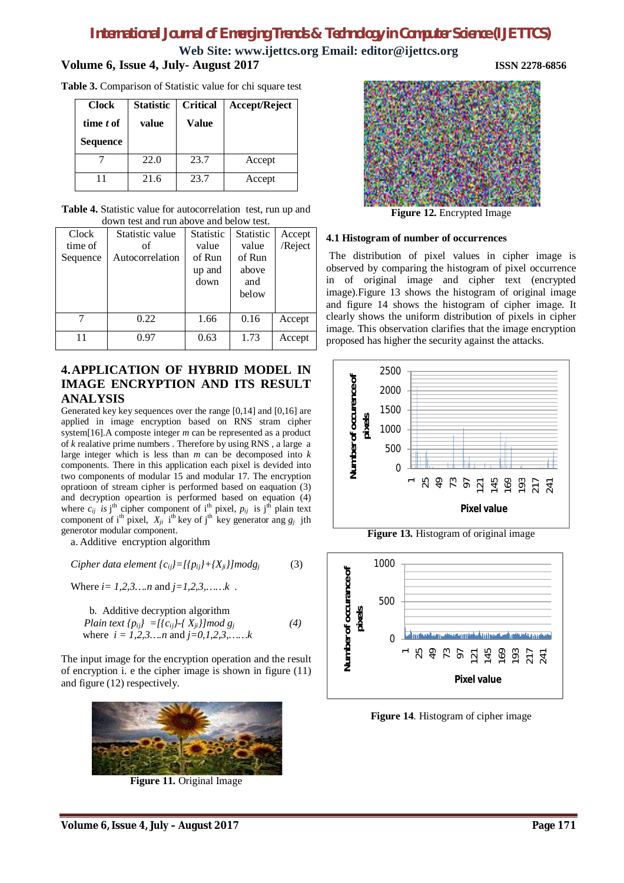**Table 3.** Comparison of Statistic value for chi square test

| Clock time *t* of Sequence | Statistic value | Critical Value | Accept/Reject |
|---|---|---|---|
| 7 | 22.0 | 23.7 | Accept |
| 11 | 21.6 | 23.7 | Accept |

**Table 4.** Statistic value for autocorrelation test, run up and down test and run above and below test.

| Clock time of Sequence | Statistic value of Autocorrelation | Statistic value of Run up and down | Statistic value of Run above and below | Accept /Reject |
|---|---|---|---|---|
| 7 | 0.22 | 1.66 | 0.16 | Accept |
| 11 | 0.97 | 0.63 | 1.73 | Accept |

## 4. APPLICATION OF HYBRID MODEL IN IMAGE ENCRYPTION AND ITS RESULT ANALYSIS

Generated key key sequences over the range [0,14] and [0,16] are applied in image encryption based on RNS stram cipher system[16].A composte integer *m* can be represented as a product of *k* realative prime numbers . Therefore by using RNS , a large a large integer which is less than *m* can be decomposed into *k* components. There in this application each pixel is devided into two components of modular 15 and modular 17. The encryption opratioon of stream cipher is performed based on eaquation (3) and decryption opeartion is performed based on equation (4) where $c_{ij}$ *is* j$^{th}$ cipher component of i$^{th}$ pixel, $p_{ij}$ is j$^{th}$ plain text component of i$^{th}$ pixel, $X_{ji}$ i$^{th}$ key of j$^{th}$ key generator ang $g_j$ jth generotor modular component.

a. Additive encryption algorithm

$$\text{Cipher data element } \{c_{ij}\}=[\{p_{ij}\}+\{X_{ji}\}]\bmod g_j \qquad (3)$$

Where $i= 1,2,3\ldots.n$ and $j=1,2,3,\ldots\ldots k$ .

b. Additive decryption algorithm

$$\text{Plain text } \{p_{ij}\} =[\{c_{ij}\}-\{X_{ji}\}]\bmod g_j \qquad (4)$$

where $i = 1,2,3\ldots.n$ and $j=0,1,2,3,\ldots\ldots k$

The input image for the encryption operation and the result of encryption i. e the cipher image is shown in figure (11) and figure (12) respectively.

**Figure 11.** Original Image

**Figure 12.** Encrypted Image

### 4.1 Histogram of number of occurrences

The distribution of pixel values in cipher image is observed by comparing the histogram of pixel occurrence in of original image and cipher text (encrypted image).Figure 13 shows the histogram of original image and figure 14 shows the histogram of cipher image. It clearly shows the uniform distribution of pixels in cipher image. This observation clarifies that the image encryption proposed has higher the security against the attacks.

**Figure 13.** Histogram of original image

**Figure 14**. Histogram of cipher image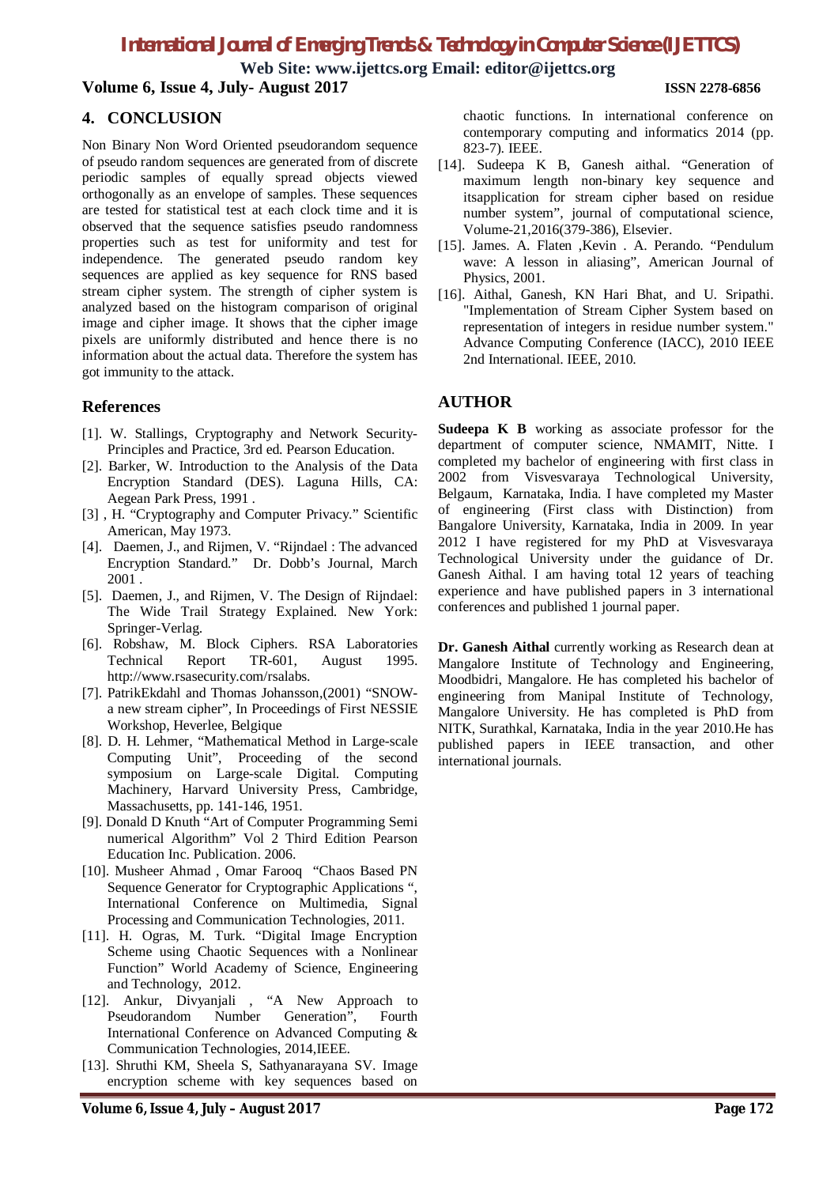## 4. CONCLUSION

Non Binary Non Word Oriented pseudorandom sequence of pseudo random sequences are generated from of discrete periodic samples of equally spread objects viewed orthogonally as an envelope of samples. These sequences are tested for statistical test at each clock time and it is observed that the sequence satisfies pseudo randomness properties such as test for uniformity and test for independence. The generated pseudo random key sequences are applied as key sequence for RNS based stream cipher system. The strength of cipher system is analyzed based on the histogram comparison of original image and cipher image. It shows that the cipher image pixels are uniformly distributed and hence there is no information about the actual data. Therefore the system has got immunity to the attack.

## References

[1]. W. Stallings, Cryptography and Network Security-Principles and Practice, 3rd ed. Pearson Education.

[2]. Barker, W. Introduction to the Analysis of the Data Encryption Standard (DES). Laguna Hills, CA: Aegean Park Press, 1991 .

[3] , H. "Cryptography and Computer Privacy." Scientific American, May 1973.

[4]. Daemen, J., and Rijmen, V. "Rijndael : The advanced Encryption Standard." Dr. Dobb's Journal, March 2001 .

[5]. Daemen, J., and Rijmen, V. The Design of Rijndael: The Wide Trail Strategy Explained. New York: Springer-Verlag.

[6]. Robshaw, M. Block Ciphers. RSA Laboratories Technical Report TR-601, August 1995. http://www.rsasecurity.com/rsalabs.

[7]. PatrikEkdahl and Thomas Johansson,(2001) "SNOW-a new stream cipher", In Proceedings of First NESSIE Workshop, Heverlee, Belgique

[8]. D. H. Lehmer, "Mathematical Method in Large-scale Computing Unit", Proceeding of the second symposium on Large-scale Digital. Computing Machinery, Harvard University Press, Cambridge, Massachusetts, pp. 141-146, 1951.

[9]. Donald D Knuth "Art of Computer Programming Semi numerical Algorithm" Vol 2 Third Edition Pearson Education Inc. Publication. 2006.

[10]. Musheer Ahmad , Omar Farooq "Chaos Based PN Sequence Generator for Cryptographic Applications ", International Conference on Multimedia, Signal Processing and Communication Technologies, 2011.

[11]. H. Ogras, M. Turk. "Digital Image Encryption Scheme using Chaotic Sequences with a Nonlinear Function" World Academy of Science, Engineering and Technology, 2012.

[12]. Ankur, Divyanjali , "A New Approach to Pseudorandom Number Generation", Fourth International Conference on Advanced Computing & Communication Technologies, 2014,IEEE.

[13]. Shruthi KM, Sheela S, Sathyanarayana SV. Image encryption scheme with key sequences based on chaotic functions. In international conference on contemporary computing and informatics 2014 (pp. 823-7). IEEE.

[14]. Sudeepa K B, Ganesh aithal. "Generation of maximum length non-binary key sequence and itsapplication for stream cipher based on residue number system", journal of computational science, Volume-21,2016(379-386), Elsevier.

[15]. James. A. Flaten ,Kevin . A. Perando. "Pendulum wave: A lesson in aliasing", American Journal of Physics, 2001.

[16]. Aithal, Ganesh, KN Hari Bhat, and U. Sripathi. "Implementation of Stream Cipher System based on representation of integers in residue number system." Advance Computing Conference (IACC), 2010 IEEE 2nd International. IEEE, 2010.

## AUTHOR

**Sudeepa K B** working as associate professor for the department of computer science, NMAMIT, Nitte. I completed my bachelor of engineering with first class in 2002 from Visvesvaraya Technological University, Belgaum, Karnataka, India. I have completed my Master of engineering (First class with Distinction) from Bangalore University, Karnataka, India in 2009. In year 2012 I have registered for my PhD at Visvesvaraya Technological University under the guidance of Dr. Ganesh Aithal. I am having total 12 years of teaching experience and have published papers in 3 international conferences and published 1 journal paper.

**Dr. Ganesh Aithal** currently working as Research dean at Mangalore Institute of Technology and Engineering, Moodbidri, Mangalore. He has completed his bachelor of engineering from Manipal Institute of Technology, Mangalore University. He has completed is PhD from NITK, Surathkal, Karnataka, India in the year 2010.He has published papers in IEEE transaction, and other international journals.